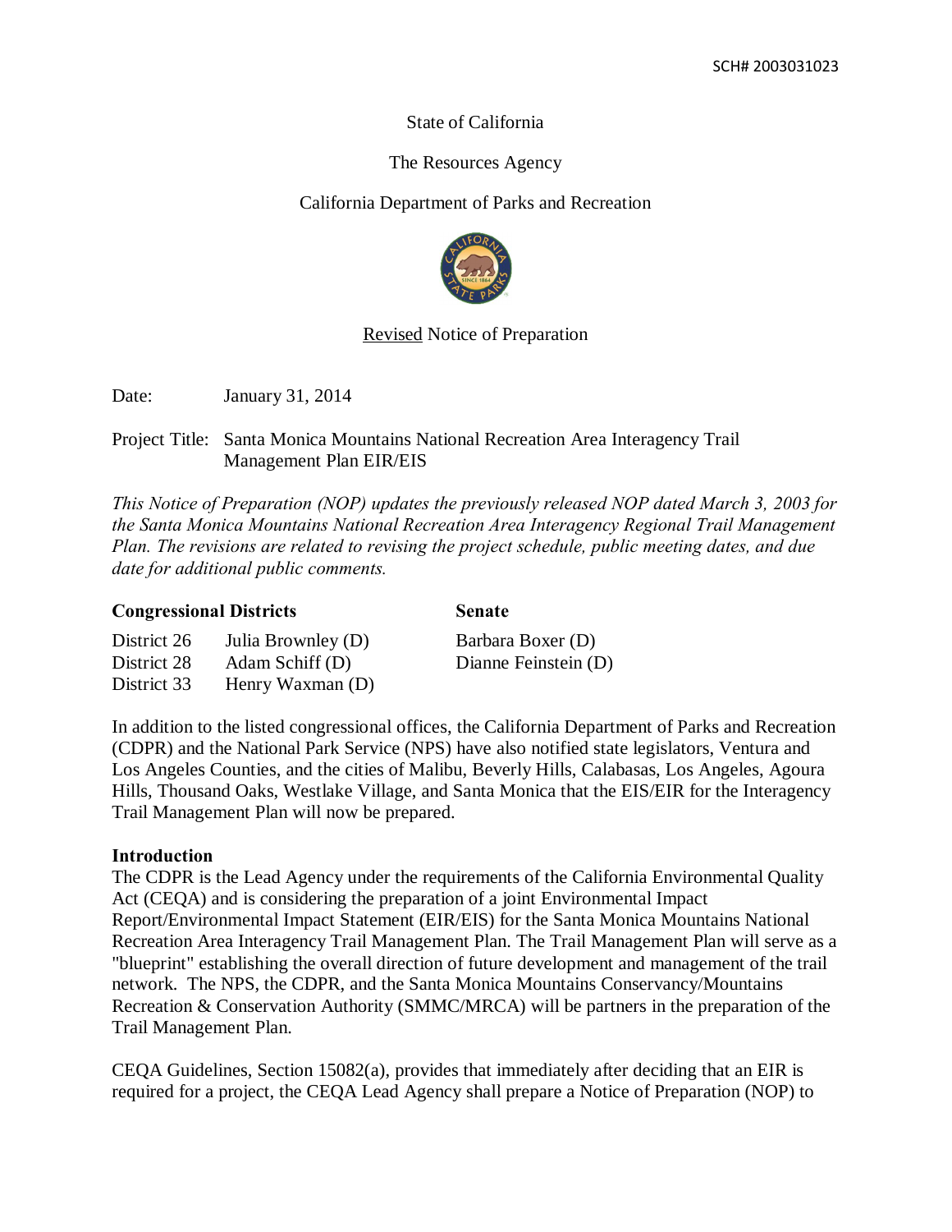SCH# 2003031023

State of California

The Resources Agency

California Department of Parks and Recreation

Revised Notice of Preparation

Date: January 31, 2014

Project Title: Santa Monica Mountains National Recreation Area Interagency Trail Management Plan EIR/EIS

*This Notice of Preparation (NOP) updates the previously released NOP dated March 3, 2003 for the Santa Monica Mountains National Recreation Area Interagency Regional Trail Management Plan. The revisions are related to revising the project schedule, public meeting dates, and due date for additional public comments.*

| **Congressional Districts** | | **Senate** |
|---|---|---|
| District 26 | Julia Brownley (D) | Barbara Boxer (D) |
| District 28 | Adam Schiff (D) | Dianne Feinstein (D) |
| District 33 | Henry Waxman (D) | |

In addition to the listed congressional offices, the California Department of Parks and Recreation (CDPR) and the National Park Service (NPS) have also notified state legislators, Ventura and Los Angeles Counties, and the cities of Malibu, Beverly Hills, Calabasas, Los Angeles, Agoura Hills, Thousand Oaks, Westlake Village, and Santa Monica that the EIS/EIR for the Interagency Trail Management Plan will now be prepared.

**Introduction**

The CDPR is the Lead Agency under the requirements of the California Environmental Quality Act (CEQA) and is considering the preparation of a joint Environmental Impact Report/Environmental Impact Statement (EIR/EIS) for the Santa Monica Mountains National Recreation Area Interagency Trail Management Plan. The Trail Management Plan will serve as a "blueprint" establishing the overall direction of future development and management of the trail network. The NPS, the CDPR, and the Santa Monica Mountains Conservancy/Mountains Recreation & Conservation Authority (SMMC/MRCA) will be partners in the preparation of the Trail Management Plan.

CEQA Guidelines, Section 15082(a), provides that immediately after deciding that an EIR is required for a project, the CEQA Lead Agency shall prepare a Notice of Preparation (NOP) to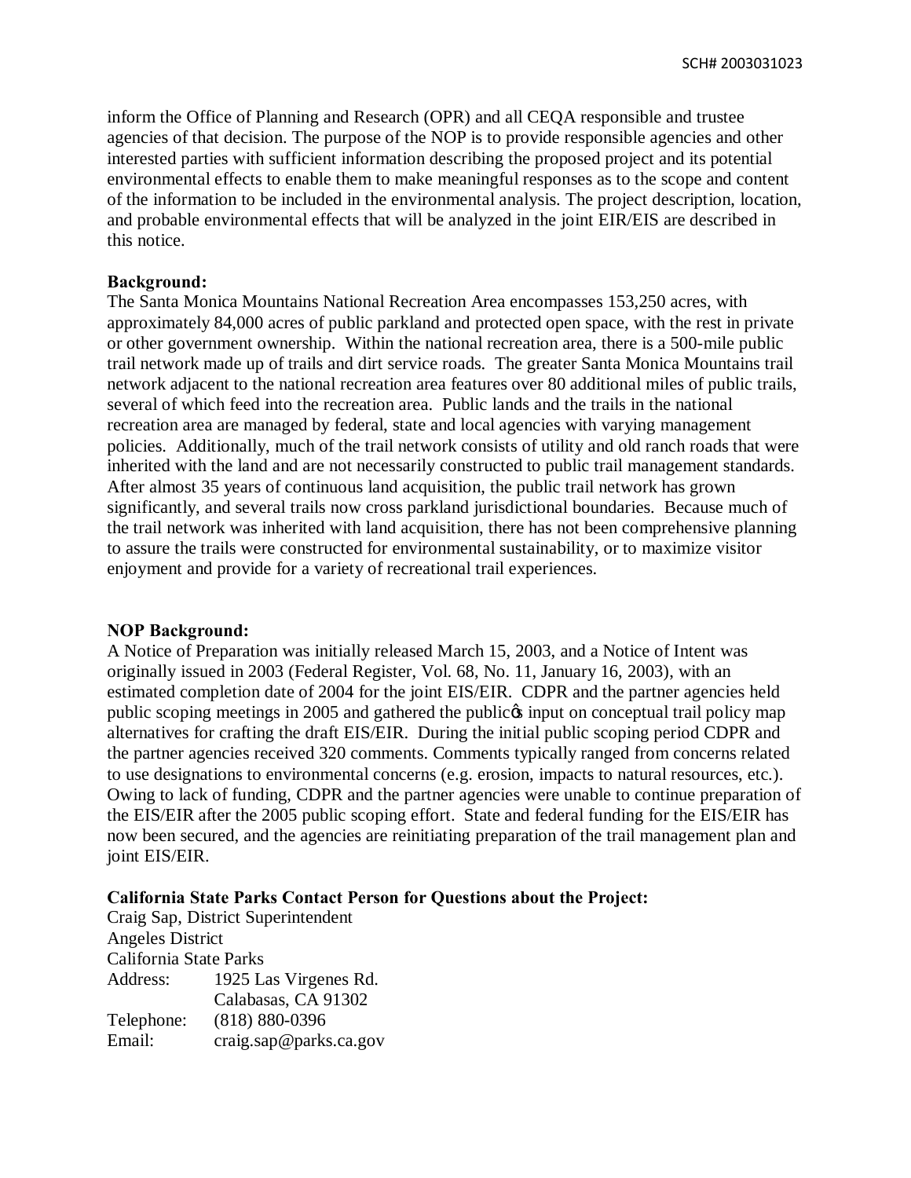inform the Office of Planning and Research (OPR) and all CEQA responsible and trustee agencies of that decision. The purpose of the NOP is to provide responsible agencies and other interested parties with sufficient information describing the proposed project and its potential environmental effects to enable them to make meaningful responses as to the scope and content of the information to be included in the environmental analysis. The project description, location, and probable environmental effects that will be analyzed in the joint EIR/EIS are described in this notice.

**Background:**

The Santa Monica Mountains National Recreation Area encompasses 153,250 acres, with approximately 84,000 acres of public parkland and protected open space, with the rest in private or other government ownership. Within the national recreation area, there is a 500-mile public trail network made up of trails and dirt service roads. The greater Santa Monica Mountains trail network adjacent to the national recreation area features over 80 additional miles of public trails, several of which feed into the recreation area. Public lands and the trails in the national recreation area are managed by federal, state and local agencies with varying management policies. Additionally, much of the trail network consists of utility and old ranch roads that were inherited with the land and are not necessarily constructed to public trail management standards. After almost 35 years of continuous land acquisition, the public trail network has grown significantly, and several trails now cross parkland jurisdictional boundaries. Because much of the trail network was inherited with land acquisition, there has not been comprehensive planning to assure the trails were constructed for environmental sustainability, or to maximize visitor enjoyment and provide for a variety of recreational trail experiences.

**NOP Background:**

A Notice of Preparation was initially released March 15, 2003, and a Notice of Intent was originally issued in 2003 (Federal Register, Vol. 68, No. 11, January 16, 2003), with an estimated completion date of 2004 for the joint EIS/EIR. CDPR and the partner agencies held public scoping meetings in 2005 and gathered the public's input on conceptual trail policy map alternatives for crafting the draft EIS/EIR. During the initial public scoping period CDPR and the partner agencies received 320 comments. Comments typically ranged from concerns related to use designations to environmental concerns (e.g. erosion, impacts to natural resources, etc.). Owing to lack of funding, CDPR and the partner agencies were unable to continue preparation of the EIS/EIR after the 2005 public scoping effort. State and federal funding for the EIS/EIR has now been secured, and the agencies are reinitiating preparation of the trail management plan and joint EIS/EIR.

**California State Parks Contact Person for Questions about the Project:**

Craig Sap, District Superintendent
Angeles District
California State Parks

| | |
|---|---|
| Address: | 1925 Las Virgenes Rd.<br>Calabasas, CA 91302 |
| Telephone: | (818) 880-0396 |
| Email: | craig.sap@parks.ca.gov |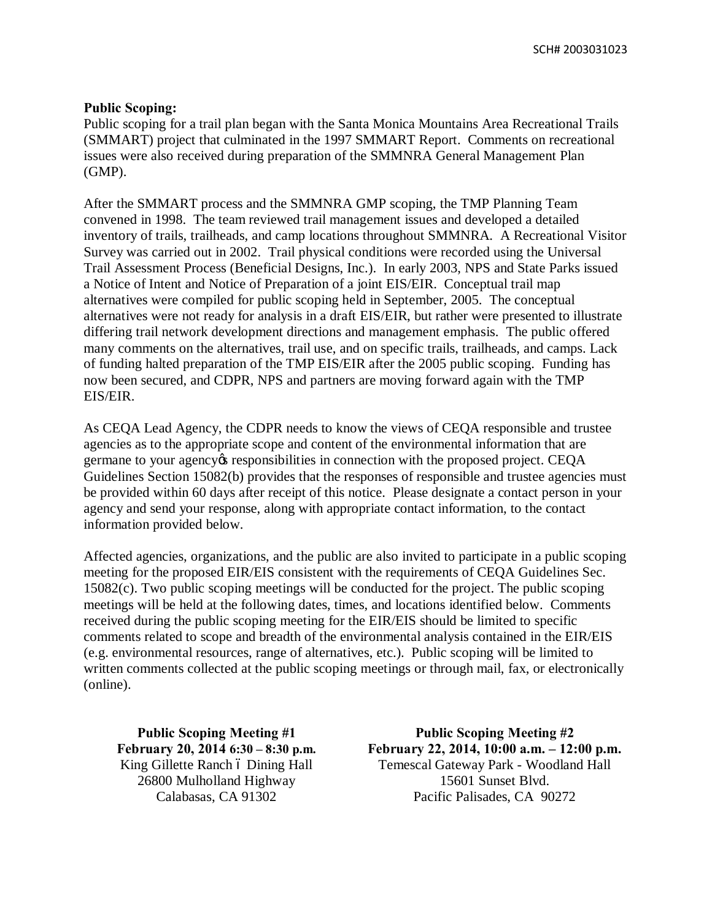**Public Scoping:**
Public scoping for a trail plan began with the Santa Monica Mountains Area Recreational Trails (SMMART) project that culminated in the 1997 SMMART Report. Comments on recreational issues were also received during preparation of the SMMNRA General Management Plan (GMP).

After the SMMART process and the SMMNRA GMP scoping, the TMP Planning Team convened in 1998. The team reviewed trail management issues and developed a detailed inventory of trails, trailheads, and camp locations throughout SMMNRA. A Recreational Visitor Survey was carried out in 2002. Trail physical conditions were recorded using the Universal Trail Assessment Process (Beneficial Designs, Inc.). In early 2003, NPS and State Parks issued a Notice of Intent and Notice of Preparation of a joint EIS/EIR. Conceptual trail map alternatives were compiled for public scoping held in September, 2005. The conceptual alternatives were not ready for analysis in a draft EIS/EIR, but rather were presented to illustrate differing trail network development directions and management emphasis. The public offered many comments on the alternatives, trail use, and on specific trails, trailheads, and camps. Lack of funding halted preparation of the TMP EIS/EIR after the 2005 public scoping. Funding has now been secured, and CDPR, NPS and partners are moving forward again with the TMP EIS/EIR.

As CEQA Lead Agency, the CDPR needs to know the views of CEQA responsible and trustee agencies as to the appropriate scope and content of the environmental information that are germane to your agency's responsibilities in connection with the proposed project. CEQA Guidelines Section 15082(b) provides that the responses of responsible and trustee agencies must be provided within 60 days after receipt of this notice. Please designate a contact person in your agency and send your response, along with appropriate contact information, to the contact information provided below.

Affected agencies, organizations, and the public are also invited to participate in a public scoping meeting for the proposed EIR/EIS consistent with the requirements of CEQA Guidelines Sec. 15082(c). Two public scoping meetings will be conducted for the project. The public scoping meetings will be held at the following dates, times, and locations identified below. Comments received during the public scoping meeting for the EIR/EIS should be limited to specific comments related to scope and breadth of the environmental analysis contained in the EIR/EIS (e.g. environmental resources, range of alternatives, etc.). Public scoping will be limited to written comments collected at the public scoping meetings or through mail, fax, or electronically (online).

**Public Scoping Meeting #1**
**February 20, 2014 6:30 – 8:30 p.m.**
King Gillette Ranch – Dining Hall
26800 Mulholland Highway
Calabasas, CA 91302

**Public Scoping Meeting #2**
**February 22, 2014, 10:00 a.m. – 12:00 p.m.**
Temescal Gateway Park - Woodland Hall
15601 Sunset Blvd.
Pacific Palisades, CA 90272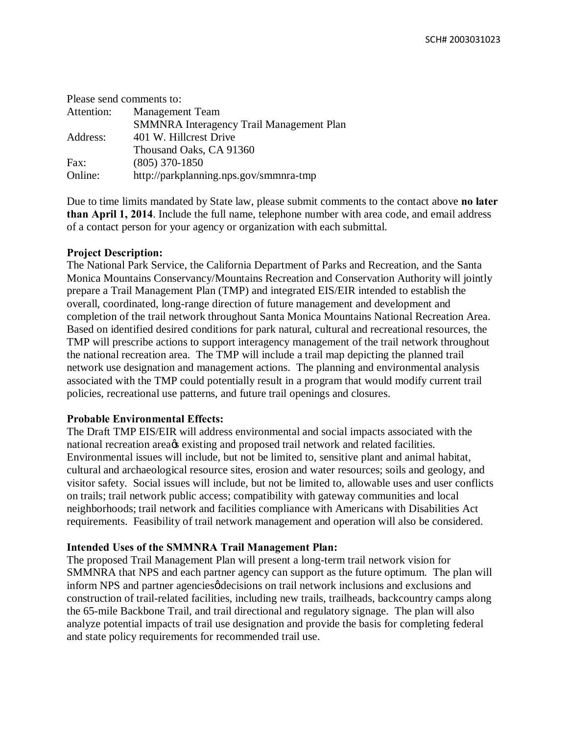Please send comments to:

| | |
|---|---|
| Attention: | Management Team<br>SMMNRA Interagency Trail Management Plan |
| Address: | 401 W. Hillcrest Drive<br>Thousand Oaks, CA 91360 |
| Fax: | (805) 370-1850 |
| Online: | http://parkplanning.nps.gov/smmnra-tmp |

Due to time limits mandated by State law, please submit comments to the contact above **no later than April 1, 2014**. Include the full name, telephone number with area code, and email address of a contact person for your agency or organization with each submittal.

**Project Description:**
The National Park Service, the California Department of Parks and Recreation, and the Santa Monica Mountains Conservancy/Mountains Recreation and Conservation Authority will jointly prepare a Trail Management Plan (TMP) and integrated EIS/EIR intended to establish the overall, coordinated, long-range direction of future management and development and completion of the trail network throughout Santa Monica Mountains National Recreation Area. Based on identified desired conditions for park natural, cultural and recreational resources, the TMP will prescribe actions to support interagency management of the trail network throughout the national recreation area. The TMP will include a trail map depicting the planned trail network use designation and management actions. The planning and environmental analysis associated with the TMP could potentially result in a program that would modify current trail policies, recreational use patterns, and future trail openings and closures.

**Probable Environmental Effects:**
The Draft TMP EIS/EIR will address environmental and social impacts associated with the national recreation area's existing and proposed trail network and related facilities. Environmental issues will include, but not be limited to, sensitive plant and animal habitat, cultural and archaeological resource sites, erosion and water resources; soils and geology, and visitor safety. Social issues will include, but not be limited to, allowable uses and user conflicts on trails; trail network public access; compatibility with gateway communities and local neighborhoods; trail network and facilities compliance with Americans with Disabilities Act requirements. Feasibility of trail network management and operation will also be considered.

**Intended Uses of the SMMNRA Trail Management Plan:**
The proposed Trail Management Plan will present a long-term trail network vision for SMMNRA that NPS and each partner agency can support as the future optimum. The plan will inform NPS and partner agencies' decisions on trail network inclusions and exclusions and construction of trail-related facilities, including new trails, trailheads, backcountry camps along the 65-mile Backbone Trail, and trail directional and regulatory signage. The plan will also analyze potential impacts of trail use designation and provide the basis for completing federal and state policy requirements for recommended trail use.